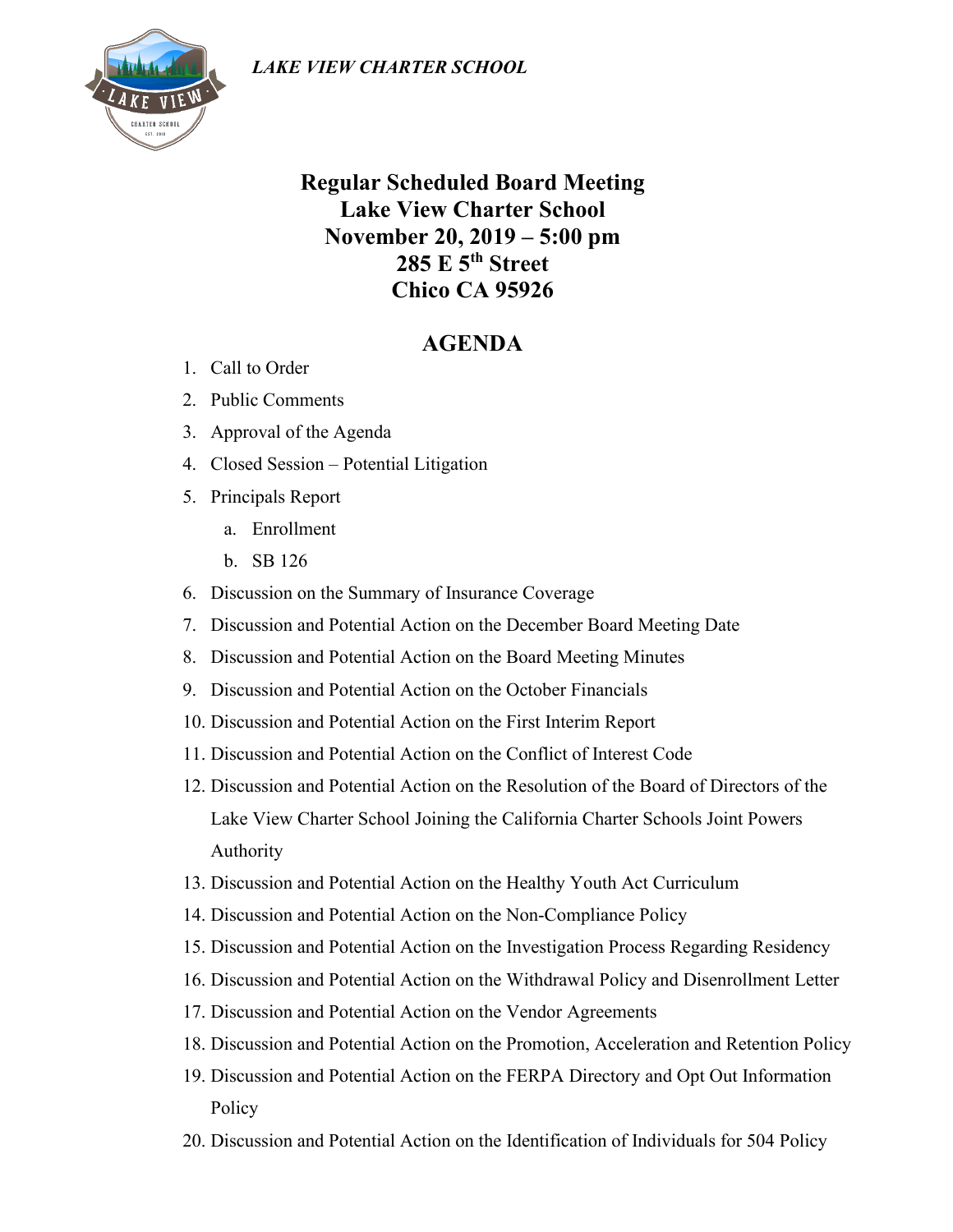*LAKE VIEW CHARTER SCHOOL*

# Regular Scheduled Board Meeting
# Lake View Charter School
# November 20, 2019 – 5:00 pm
# 285 E 5th Street
# Chico CA 95926

## AGENDA

1. Call to Order
2. Public Comments
3. Approval of the Agenda
4. Closed Session – Potential Litigation
5. Principals Report
   a. Enrollment
   b. SB 126
6. Discussion on the Summary of Insurance Coverage
7. Discussion and Potential Action on the December Board Meeting Date
8. Discussion and Potential Action on the Board Meeting Minutes
9. Discussion and Potential Action on the October Financials
10. Discussion and Potential Action on the First Interim Report
11. Discussion and Potential Action on the Conflict of Interest Code
12. Discussion and Potential Action on the Resolution of the Board of Directors of the Lake View Charter School Joining the California Charter Schools Joint Powers Authority
13. Discussion and Potential Action on the Healthy Youth Act Curriculum
14. Discussion and Potential Action on the Non-Compliance Policy
15. Discussion and Potential Action on the Investigation Process Regarding Residency
16. Discussion and Potential Action on the Withdrawal Policy and Disenrollment Letter
17. Discussion and Potential Action on the Vendor Agreements
18. Discussion and Potential Action on the Promotion, Acceleration and Retention Policy
19. Discussion and Potential Action on the FERPA Directory and Opt Out Information Policy
20. Discussion and Potential Action on the Identification of Individuals for 504 Policy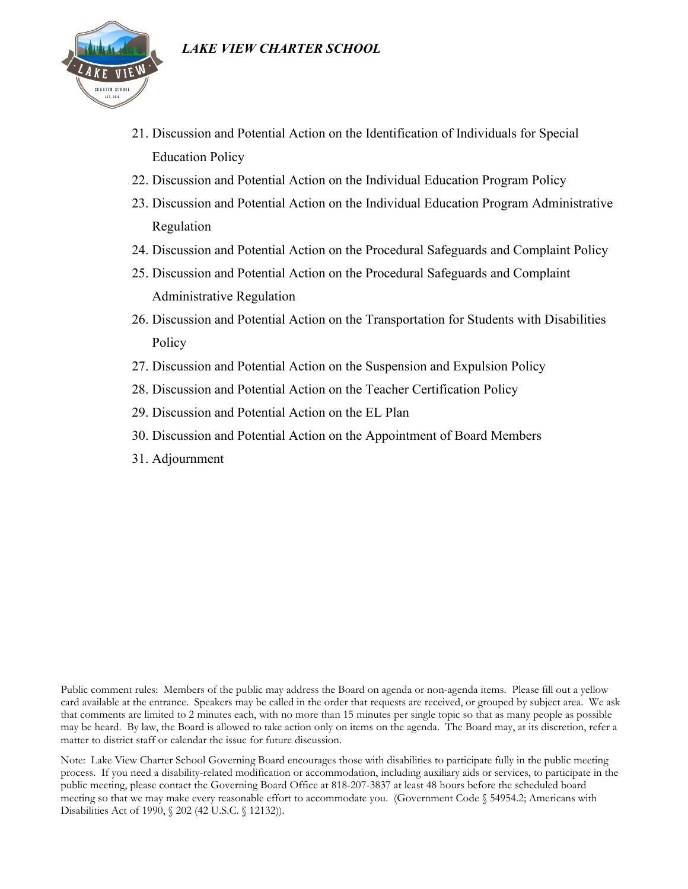21. Discussion and Potential Action on the Identification of Individuals for Special Education Policy
22. Discussion and Potential Action on the Individual Education Program Policy
23. Discussion and Potential Action on the Individual Education Program Administrative Regulation
24. Discussion and Potential Action on the Procedural Safeguards and Complaint Policy
25. Discussion and Potential Action on the Procedural Safeguards and Complaint Administrative Regulation
26. Discussion and Potential Action on the Transportation for Students with Disabilities Policy
27. Discussion and Potential Action on the Suspension and Expulsion Policy
28. Discussion and Potential Action on the Teacher Certification Policy
29. Discussion and Potential Action on the EL Plan
30. Discussion and Potential Action on the Appointment of Board Members
31. Adjournment

Public comment rules: Members of the public may address the Board on agenda or non-agenda items. Please fill out a yellow card available at the entrance. Speakers may be called in the order that requests are received, or grouped by subject area. We ask that comments are limited to 2 minutes each, with no more than 15 minutes per single topic so that as many people as possible may be heard. By law, the Board is allowed to take action only on items on the agenda. The Board may, at its discretion, refer a matter to district staff or calendar the issue for future discussion.

Note: Lake View Charter School Governing Board encourages those with disabilities to participate fully in the public meeting process. If you need a disability-related modification or accommodation, including auxiliary aids or services, to participate in the public meeting, please contact the Governing Board Office at 818-207-3837 at least 48 hours before the scheduled board meeting so that we may make every reasonable effort to accommodate you. (Government Code § 54954.2; Americans with Disabilities Act of 1990, § 202 (42 U.S.C. § 12132)).